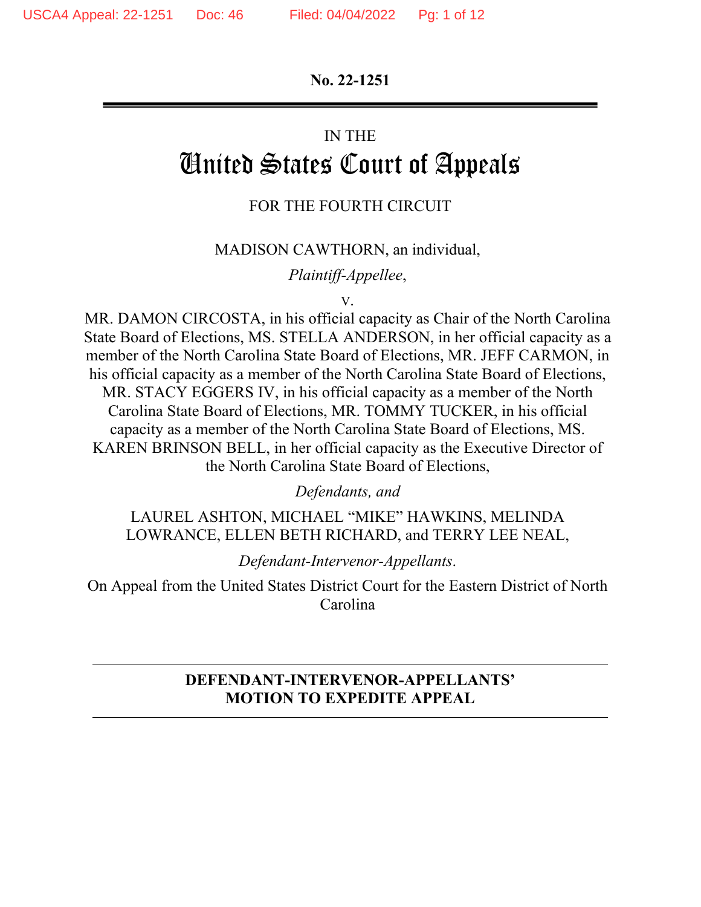**No. 22-1251**

---

IN THE

# United States Court of Appeals

FOR THE FOURTH CIRCUIT

MADISON CAWTHORN, an individual,

*Plaintiff-Appellee*,

v.

MR. DAMON CIRCOSTA, in his official capacity as Chair of the North Carolina State Board of Elections, MS. STELLA ANDERSON, in her official capacity as a member of the North Carolina State Board of Elections, MR. JEFF CARMON, in his official capacity as a member of the North Carolina State Board of Elections, MR. STACY EGGERS IV, in his official capacity as a member of the North Carolina State Board of Elections, MR. TOMMY TUCKER, in his official capacity as a member of the North Carolina State Board of Elections, MS. KAREN BRINSON BELL, in her official capacity as the Executive Director of the North Carolina State Board of Elections,

*Defendants, and*

LAUREL ASHTON, MICHAEL "MIKE" HAWKINS, MELINDA LOWRANCE, ELLEN BETH RICHARD, and TERRY LEE NEAL,

*Defendant-Intervenor-Appellants*.

On Appeal from the United States District Court for the Eastern District of North Carolina

---

**DEFENDANT-INTERVENOR-APPELLANTS' MOTION TO EXPEDITE APPEAL**

---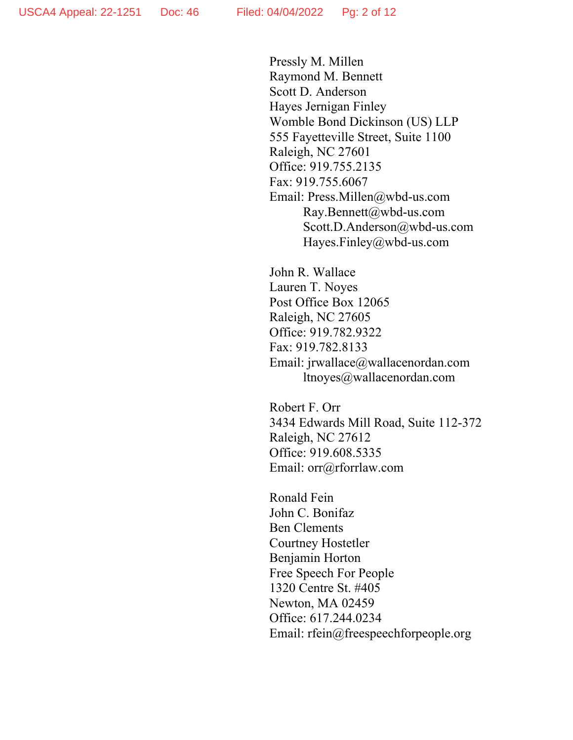Pressly M. Millen
Raymond M. Bennett
Scott D. Anderson
Hayes Jernigan Finley
Womble Bond Dickinson (US) LLP
555 Fayetteville Street, Suite 1100
Raleigh, NC 27601
Office: 919.755.2135
Fax: 919.755.6067
Email: Press.Millen@wbd-us.com
Ray.Bennett@wbd-us.com
Scott.D.Anderson@wbd-us.com
Hayes.Finley@wbd-us.com

John R. Wallace
Lauren T. Noyes
Post Office Box 12065
Raleigh, NC 27605
Office: 919.782.9322
Fax: 919.782.8133
Email: jrwallace@wallacenordan.com
ltnoyes@wallacenordan.com

Robert F. Orr
3434 Edwards Mill Road, Suite 112-372
Raleigh, NC 27612
Office: 919.608.5335
Email: orr@rforrlaw.com

Ronald Fein
John C. Bonifaz
Ben Clements
Courtney Hostetler
Benjamin Horton
Free Speech For People
1320 Centre St. #405
Newton, MA 02459
Office: 617.244.0234
Email: rfein@freespeechforpeople.org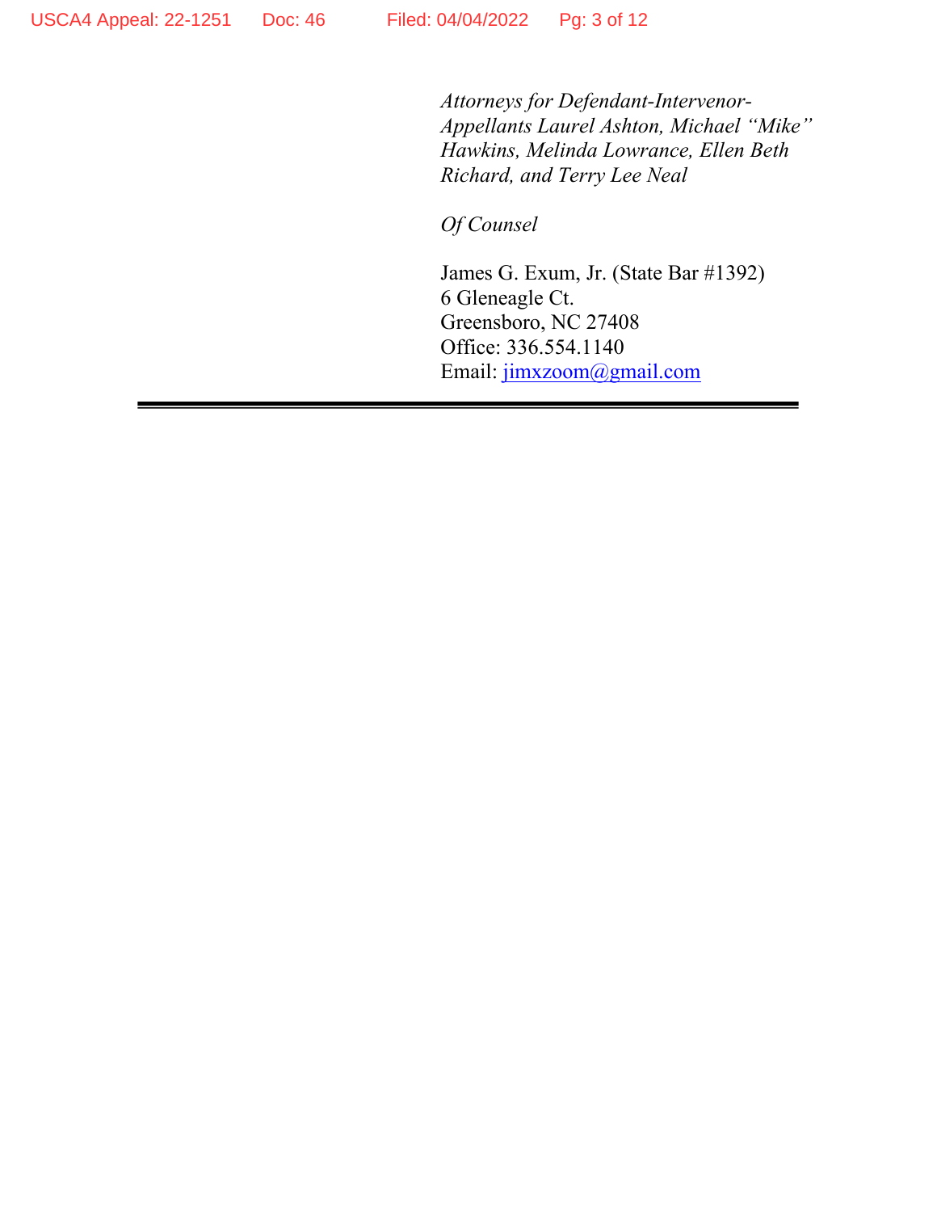*Attorneys for Defendant-Intervenor-Appellants Laurel Ashton, Michael "Mike" Hawkins, Melinda Lowrance, Ellen Beth Richard, and Terry Lee Neal*

*Of Counsel*

James G. Exum, Jr. (State Bar #1392)
6 Gleneagle Ct.
Greensboro, NC 27408
Office: 336.554.1140
Email: jimxzoom@gmail.com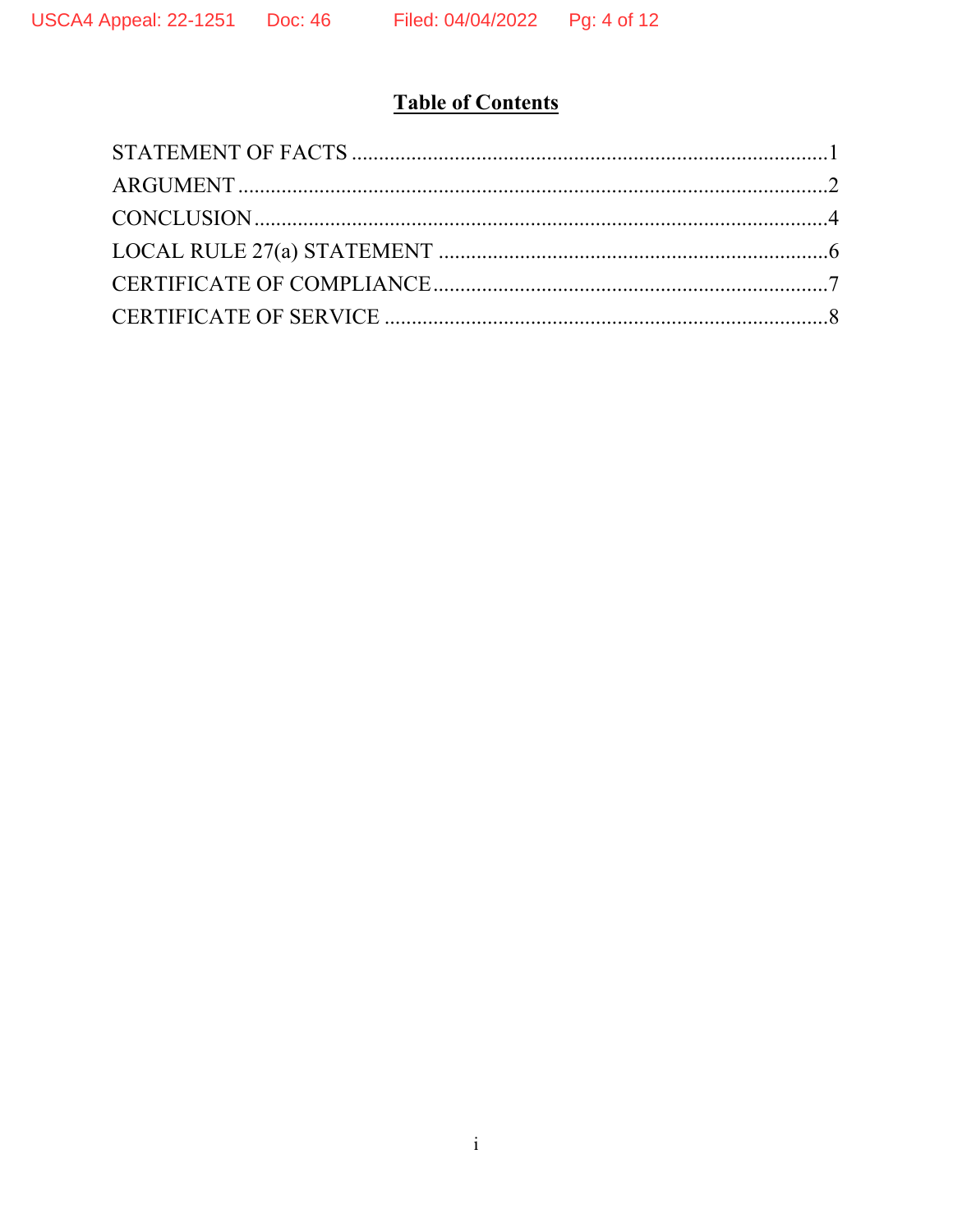# Table of Contents

STATEMENT OF FACTS ........................................................................................1

ARGUMENT ..........................................................................................................2

CONCLUSION .......................................................................................................4

LOCAL RULE 27(a) STATEMENT ......................................................................6

CERTIFICATE OF COMPLIANCE .......................................................................7

CERTIFICATE OF SERVICE ................................................................................8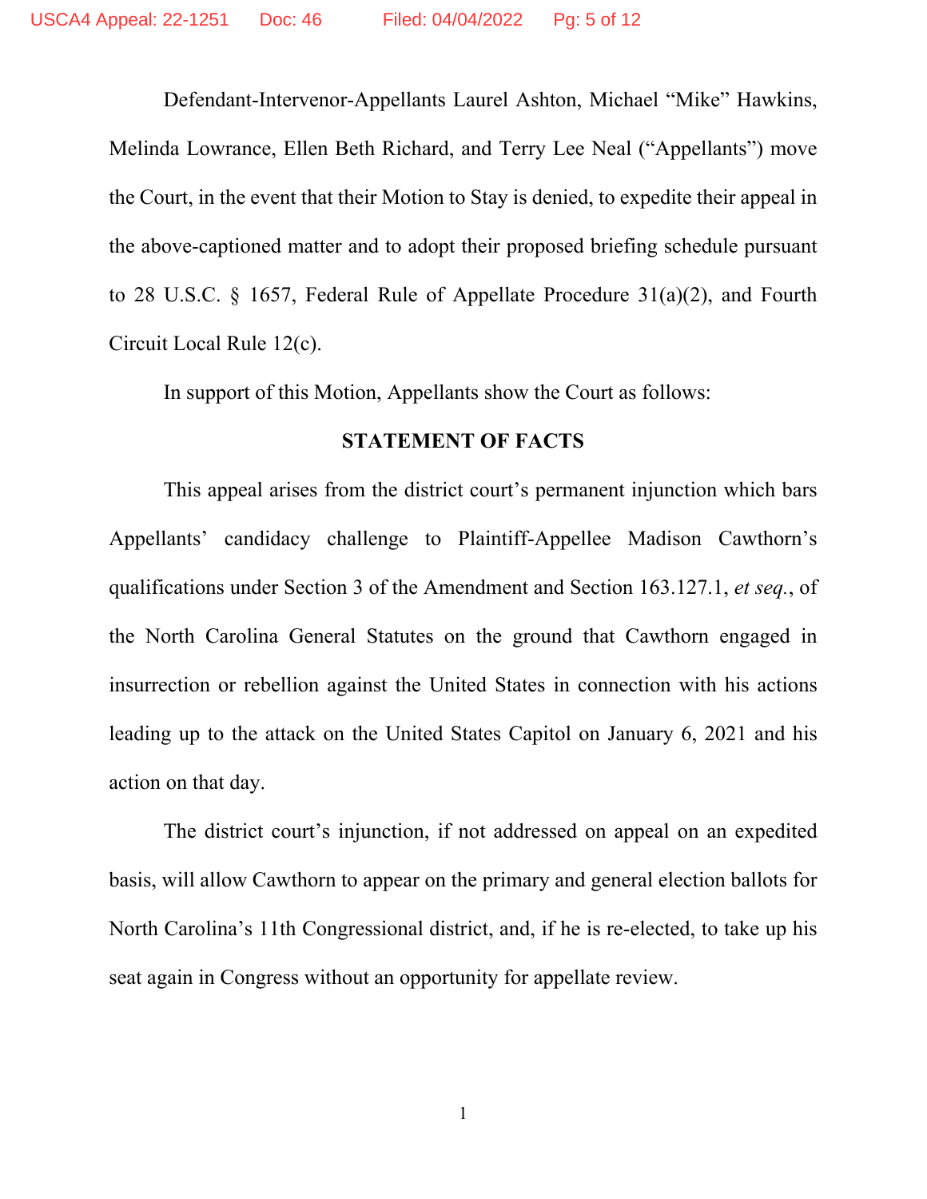Defendant-Intervenor-Appellants Laurel Ashton, Michael "Mike" Hawkins, Melinda Lowrance, Ellen Beth Richard, and Terry Lee Neal ("Appellants") move the Court, in the event that their Motion to Stay is denied, to expedite their appeal in the above-captioned matter and to adopt their proposed briefing schedule pursuant to 28 U.S.C. § 1657, Federal Rule of Appellate Procedure 31(a)(2), and Fourth Circuit Local Rule 12(c).

In support of this Motion, Appellants show the Court as follows:

## STATEMENT OF FACTS

This appeal arises from the district court's permanent injunction which bars Appellants' candidacy challenge to Plaintiff-Appellee Madison Cawthorn's qualifications under Section 3 of the Amendment and Section 163.127.1, *et seq.*, of the North Carolina General Statutes on the ground that Cawthorn engaged in insurrection or rebellion against the United States in connection with his actions leading up to the attack on the United States Capitol on January 6, 2021 and his action on that day.

The district court's injunction, if not addressed on appeal on an expedited basis, will allow Cawthorn to appear on the primary and general election ballots for North Carolina's 11th Congressional district, and, if he is re-elected, to take up his seat again in Congress without an opportunity for appellate review.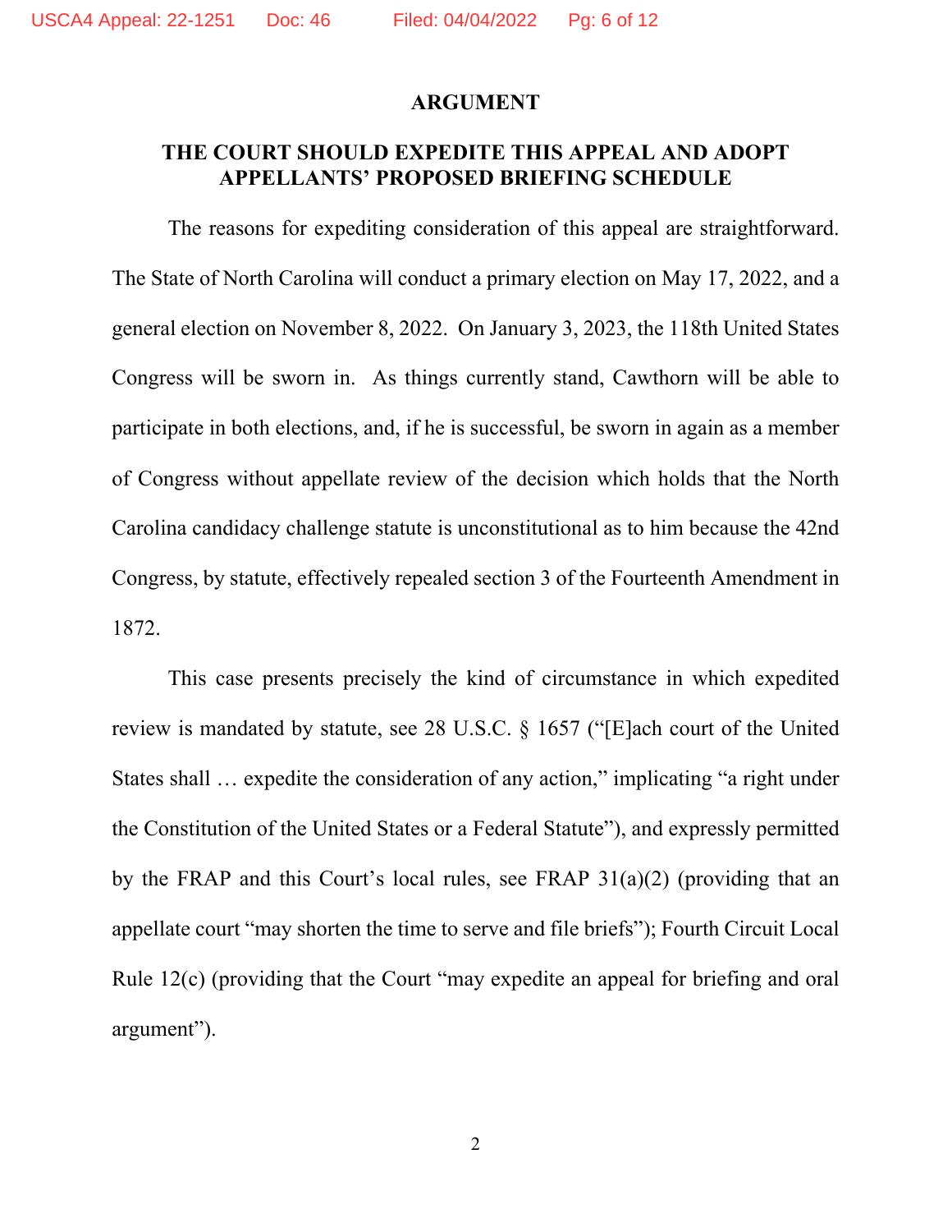## ARGUMENT

### THE COURT SHOULD EXPEDITE THIS APPEAL AND ADOPT APPELLANTS' PROPOSED BRIEFING SCHEDULE

The reasons for expediting consideration of this appeal are straightforward. The State of North Carolina will conduct a primary election on May 17, 2022, and a general election on November 8, 2022. On January 3, 2023, the 118th United States Congress will be sworn in. As things currently stand, Cawthorn will be able to participate in both elections, and, if he is successful, be sworn in again as a member of Congress without appellate review of the decision which holds that the North Carolina candidacy challenge statute is unconstitutional as to him because the 42nd Congress, by statute, effectively repealed section 3 of the Fourteenth Amendment in 1872.

This case presents precisely the kind of circumstance in which expedited review is mandated by statute, see 28 U.S.C. § 1657 ("[E]ach court of the United States shall … expedite the consideration of any action," implicating "a right under the Constitution of the United States or a Federal Statute"), and expressly permitted by the FRAP and this Court's local rules, see FRAP 31(a)(2) (providing that an appellate court "may shorten the time to serve and file briefs"); Fourth Circuit Local Rule 12(c) (providing that the Court "may expedite an appeal for briefing and oral argument").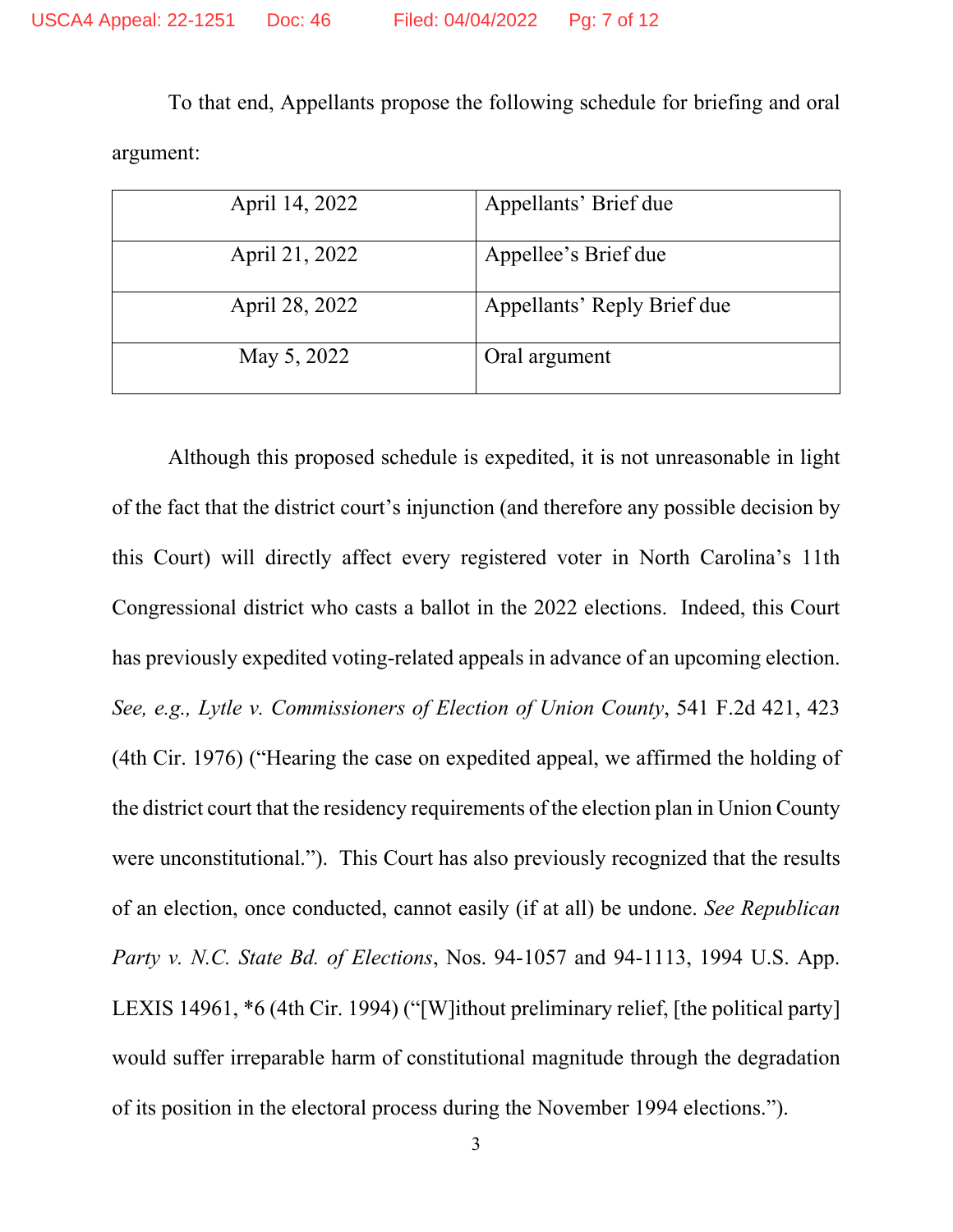To that end, Appellants propose the following schedule for briefing and oral argument:

| | |
|---|---|
| April 14, 2022 | Appellants' Brief due |
| April 21, 2022 | Appellee's Brief due |
| April 28, 2022 | Appellants' Reply Brief due |
| May 5, 2022 | Oral argument |

Although this proposed schedule is expedited, it is not unreasonable in light of the fact that the district court's injunction (and therefore any possible decision by this Court) will directly affect every registered voter in North Carolina's 11th Congressional district who casts a ballot in the 2022 elections. Indeed, this Court has previously expedited voting-related appeals in advance of an upcoming election. *See, e.g., Lytle v. Commissioners of Election of Union County*, 541 F.2d 421, 423 (4th Cir. 1976) ("Hearing the case on expedited appeal, we affirmed the holding of the district court that the residency requirements of the election plan in Union County were unconstitutional."). This Court has also previously recognized that the results of an election, once conducted, cannot easily (if at all) be undone. *See Republican Party v. N.C. State Bd. of Elections*, Nos. 94-1057 and 94-1113, 1994 U.S. App. LEXIS 14961, *6 (4th Cir. 1994) ("[W]ithout preliminary relief, [the political party] would suffer irreparable harm of constitutional magnitude through the degradation of its position in the electoral process during the November 1994 elections.").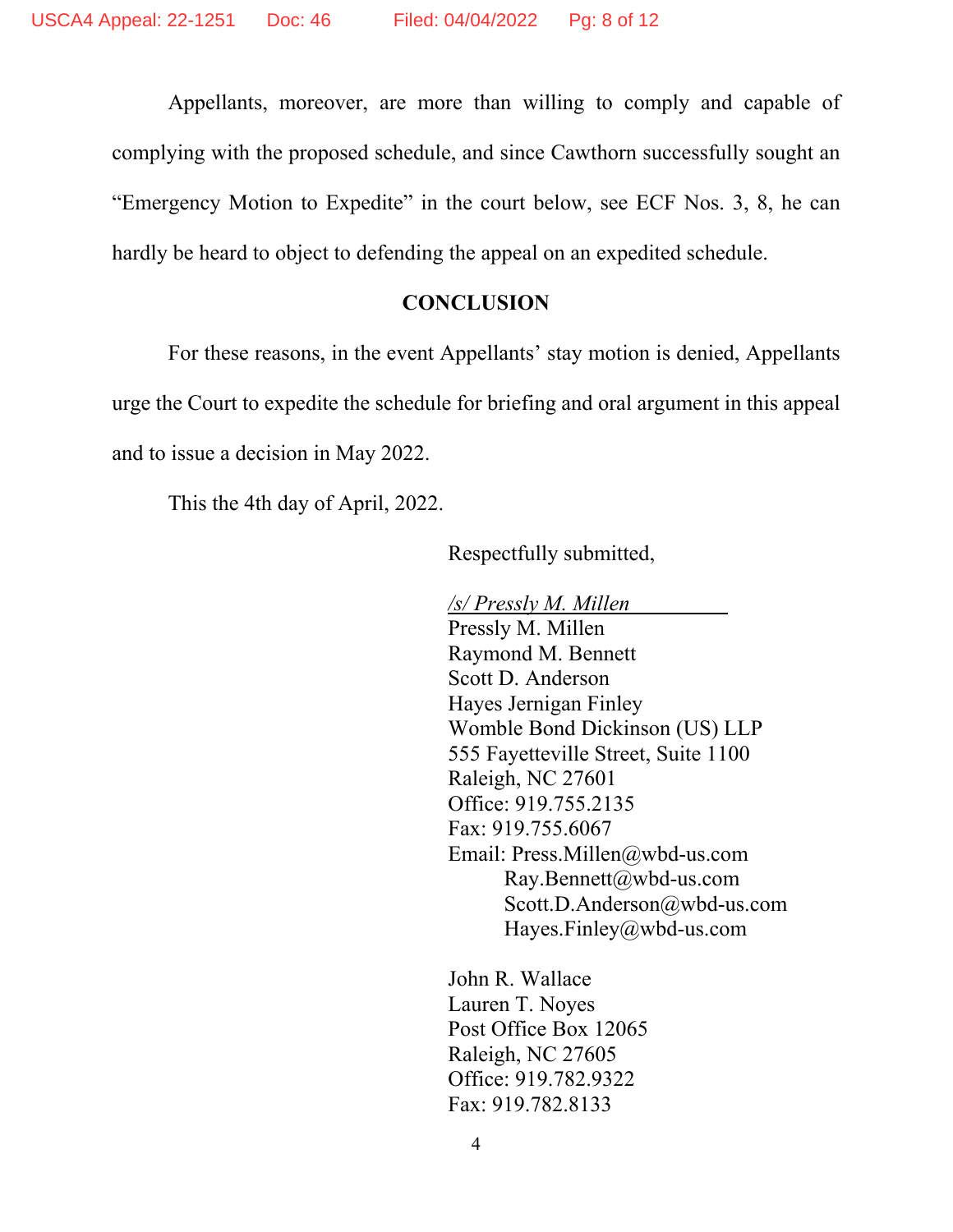Appellants, moreover, are more than willing to comply and capable of complying with the proposed schedule, and since Cawthorn successfully sought an "Emergency Motion to Expedite" in the court below, see ECF Nos. 3, 8, he can hardly be heard to object to defending the appeal on an expedited schedule.

## CONCLUSION

For these reasons, in the event Appellants' stay motion is denied, Appellants urge the Court to expedite the schedule for briefing and oral argument in this appeal and to issue a decision in May 2022.

This the 4th day of April, 2022.

Respectfully submitted,

*/s/ Pressly M. Millen*
Pressly M. Millen
Raymond M. Bennett
Scott D. Anderson
Hayes Jernigan Finley
Womble Bond Dickinson (US) LLP
555 Fayetteville Street, Suite 1100
Raleigh, NC 27601
Office: 919.755.2135
Fax: 919.755.6067
Email: Press.Millen@wbd-us.com
Ray.Bennett@wbd-us.com
Scott.D.Anderson@wbd-us.com
Hayes.Finley@wbd-us.com

John R. Wallace
Lauren T. Noyes
Post Office Box 12065
Raleigh, NC 27605
Office: 919.782.9322
Fax: 919.782.8133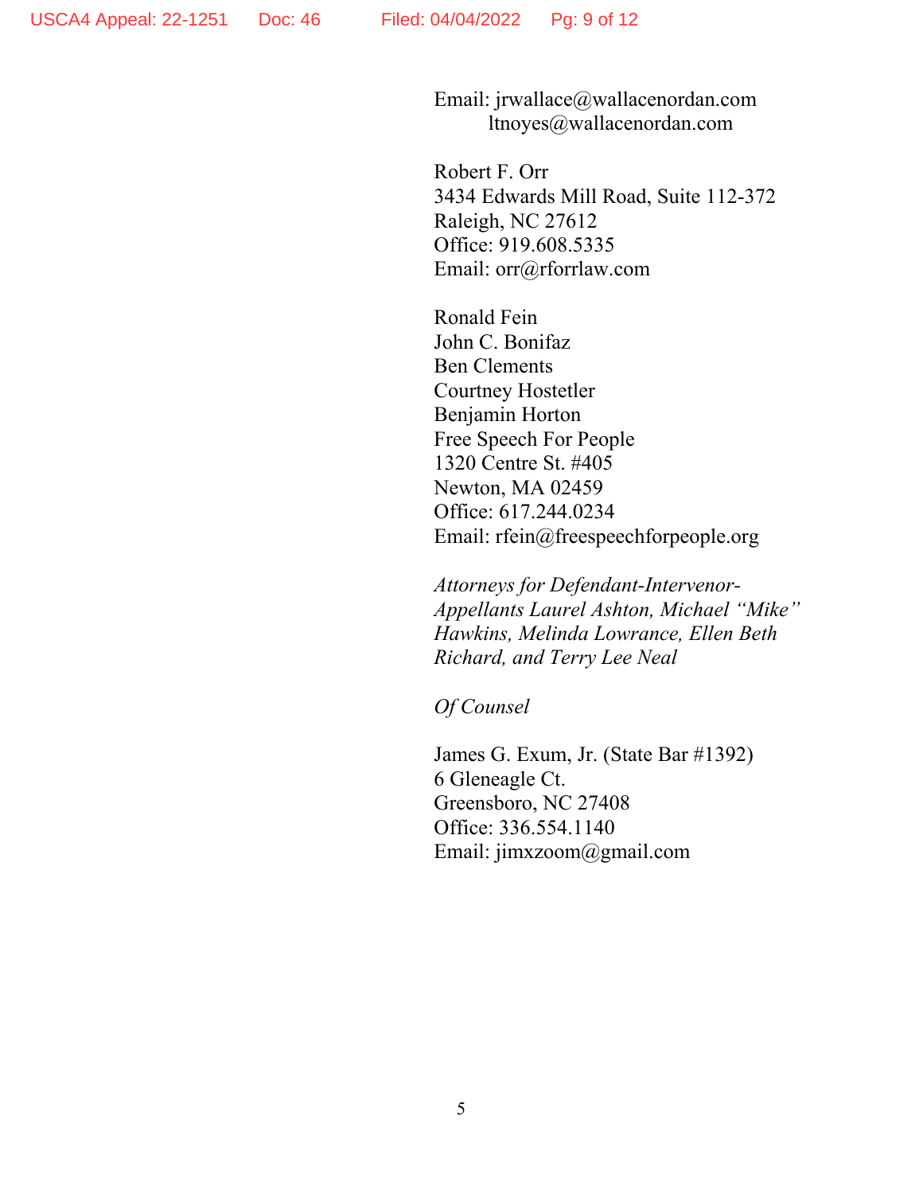Email: jrwallace@wallacenordan.com
ltnoyes@wallacenordan.com

Robert F. Orr
3434 Edwards Mill Road, Suite 112-372
Raleigh, NC 27612
Office: 919.608.5335
Email: orr@rforrlaw.com

Ronald Fein
John C. Bonifaz
Ben Clements
Courtney Hostetler
Benjamin Horton
Free Speech For People
1320 Centre St. #405
Newton, MA 02459
Office: 617.244.0234
Email: rfein@freespeechforpeople.org

*Attorneys for Defendant-Intervenor-Appellants Laurel Ashton, Michael "Mike" Hawkins, Melinda Lowrance, Ellen Beth Richard, and Terry Lee Neal*

*Of Counsel*

James G. Exum, Jr. (State Bar #1392)
6 Gleneagle Ct.
Greensboro, NC 27408
Office: 336.554.1140
Email: jimxzoom@gmail.com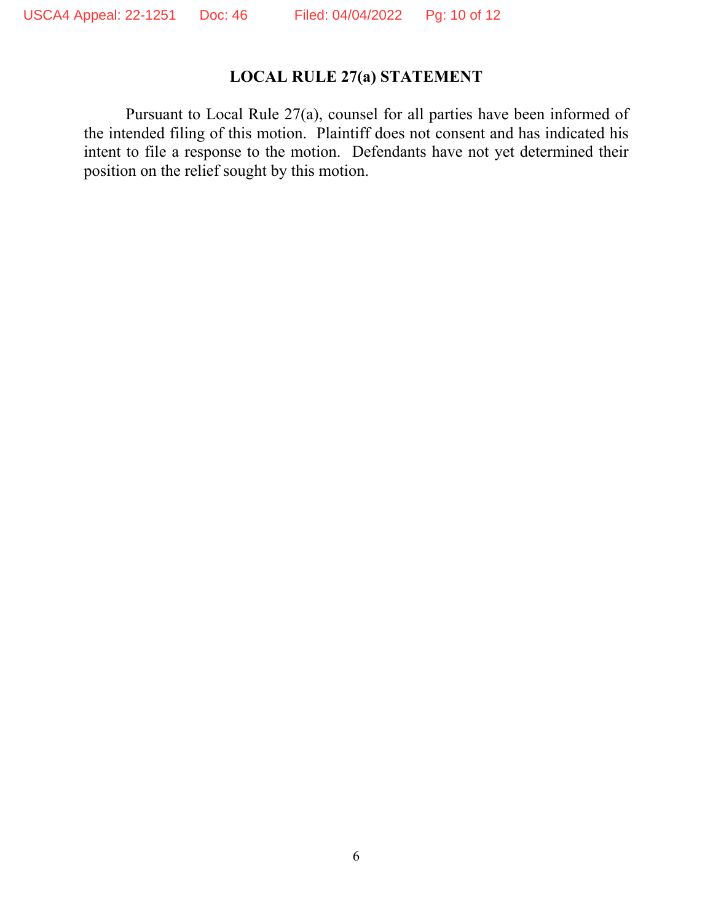## LOCAL RULE 27(a) STATEMENT

Pursuant to Local Rule 27(a), counsel for all parties have been informed of the intended filing of this motion. Plaintiff does not consent and has indicated his intent to file a response to the motion. Defendants have not yet determined their position on the relief sought by this motion.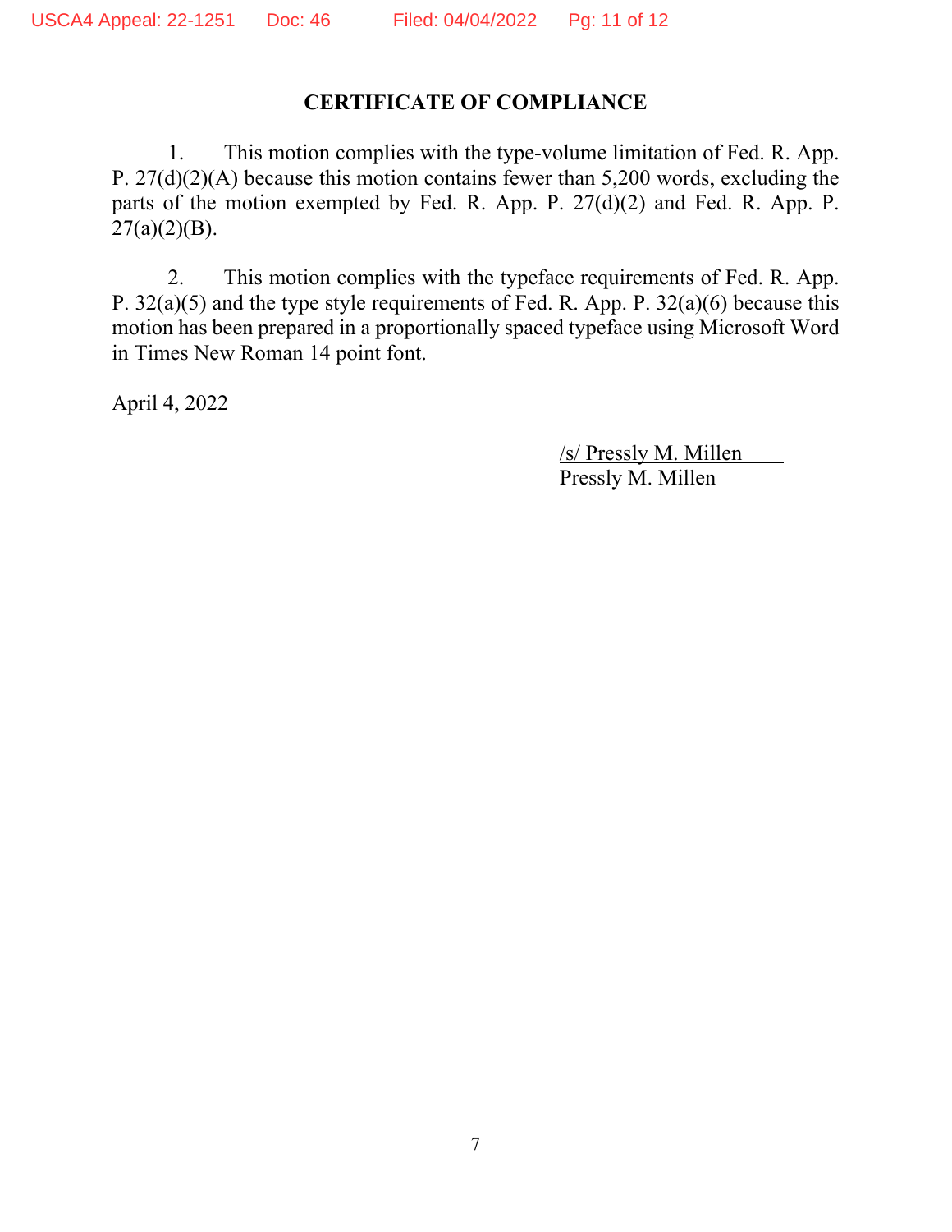## CERTIFICATE OF COMPLIANCE

1. This motion complies with the type-volume limitation of Fed. R. App. P. 27(d)(2)(A) because this motion contains fewer than 5,200 words, excluding the parts of the motion exempted by Fed. R. App. P. 27(d)(2) and Fed. R. App. P. 27(a)(2)(B).

2. This motion complies with the typeface requirements of Fed. R. App. P. 32(a)(5) and the type style requirements of Fed. R. App. P. 32(a)(6) because this motion has been prepared in a proportionally spaced typeface using Microsoft Word in Times New Roman 14 point font.

April 4, 2022

/s/ Pressly M. Millen
Pressly M. Millen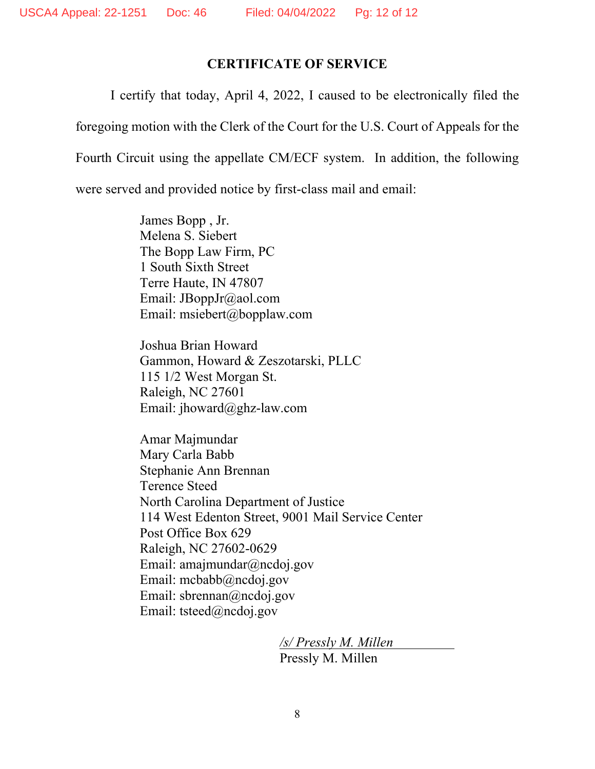## CERTIFICATE OF SERVICE

I certify that today, April 4, 2022, I caused to be electronically filed the foregoing motion with the Clerk of the Court for the U.S. Court of Appeals for the Fourth Circuit using the appellate CM/ECF system. In addition, the following were served and provided notice by first-class mail and email:

James Bopp , Jr.
Melena S. Siebert
The Bopp Law Firm, PC
1 South Sixth Street
Terre Haute, IN 47807
Email: JBoppJr@aol.com
Email: msiebert@bopplaw.com

Joshua Brian Howard
Gammon, Howard & Zeszotarski, PLLC
115 1/2 West Morgan St.
Raleigh, NC 27601
Email: jhoward@ghz-law.com

Amar Majmundar
Mary Carla Babb
Stephanie Ann Brennan
Terence Steed
North Carolina Department of Justice
114 West Edenton Street, 9001 Mail Service Center
Post Office Box 629
Raleigh, NC 27602-0629
Email: amajmundar@ncdoj.gov
Email: mcbabb@ncdoj.gov
Email: sbrennan@ncdoj.gov
Email: tsteed@ncdoj.gov

*/s/ Pressly M. Millen*
Pressly M. Millen